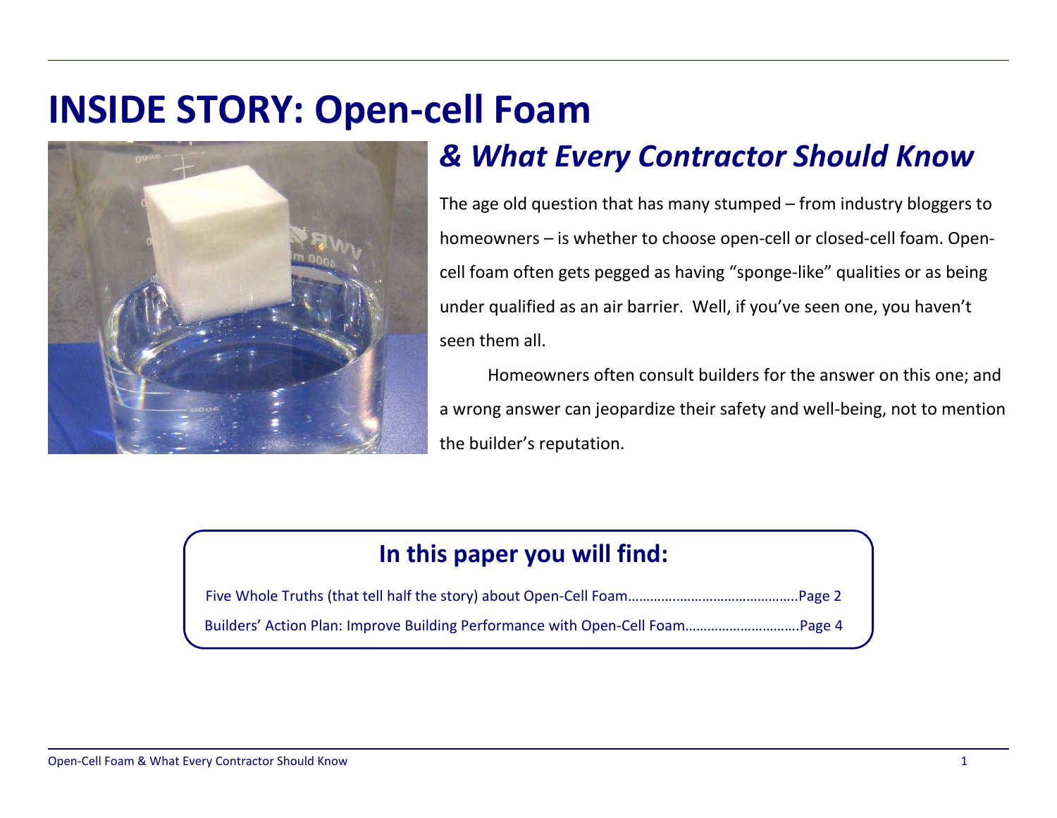# INSIDE STORY: Open-cell Foam

## *& What Every Contractor Should Know*

The age old question that has many stumped – from industry bloggers to homeowners – is whether to choose open-cell or closed-cell foam. Open-cell foam often gets pegged as having "sponge-like" qualities or as being under qualified as an air barrier. Well, if you've seen one, you haven't seen them all.

Homeowners often consult builders for the answer on this one; and a wrong answer can jeopardize their safety and well-being, not to mention the builder's reputation.

### In this paper you will find:

Five Whole Truths (that tell half the story) about Open-Cell Foam……………………………………….Page 2

Builders' Action Plan: Improve Building Performance with Open-Cell Foam………………………….Page 4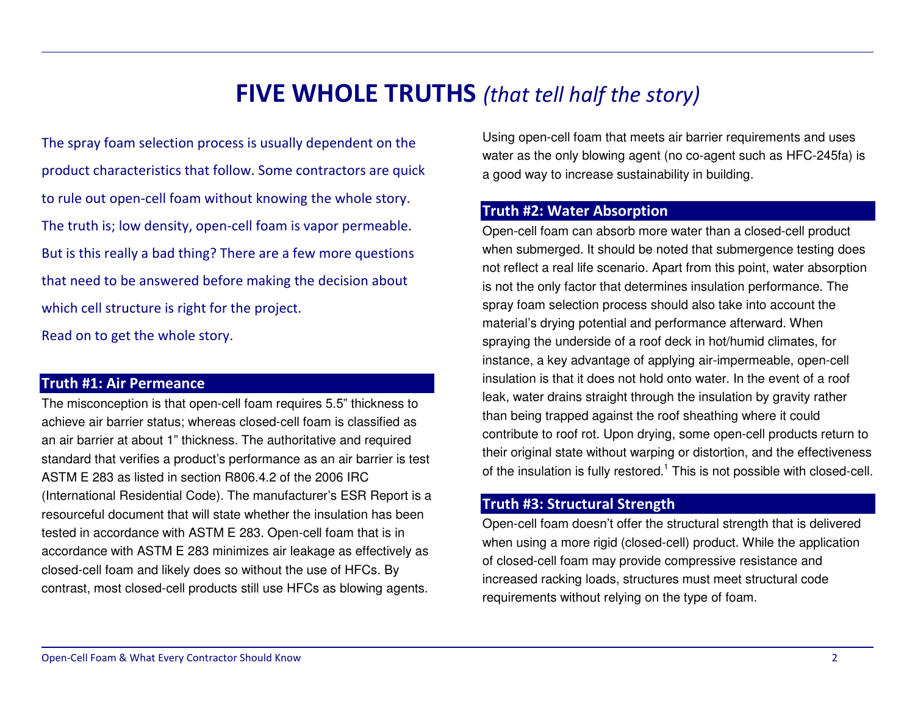# FIVE WHOLE TRUTHS *(that tell half the story)*

The spray foam selection process is usually dependent on the product characteristics that follow. Some contractors are quick to rule out open-cell foam without knowing the whole story. The truth is; low density, open-cell foam is vapor permeable. But is this really a bad thing? There are a few more questions that need to be answered before making the decision about which cell structure is right for the project.

Read on to get the whole story.

## Truth #1: Air Permeance

The misconception is that open-cell foam requires 5.5" thickness to achieve air barrier status; whereas closed-cell foam is classified as an air barrier at about 1" thickness. The authoritative and required standard that verifies a product's performance as an air barrier is test ASTM E 283 as listed in section R806.4.2 of the 2006 IRC (International Residential Code). The manufacturer's ESR Report is a resourceful document that will state whether the insulation has been tested in accordance with ASTM E 283. Open-cell foam that is in accordance with ASTM E 283 minimizes air leakage as effectively as closed-cell foam and likely does so without the use of HFCs. By contrast, most closed-cell products still use HFCs as blowing agents.

Using open-cell foam that meets air barrier requirements and uses water as the only blowing agent (no co-agent such as HFC-245fa) is a good way to increase sustainability in building.

## Truth #2: Water Absorption

Open-cell foam can absorb more water than a closed-cell product when submerged. It should be noted that submergence testing does not reflect a real life scenario. Apart from this point, water absorption is not the only factor that determines insulation performance. The spray foam selection process should also take into account the material's drying potential and performance afterward. When spraying the underside of a roof deck in hot/humid climates, for instance, a key advantage of applying air-impermeable, open-cell insulation is that it does not hold onto water. In the event of a roof leak, water drains straight through the insulation by gravity rather than being trapped against the roof sheathing where it could contribute to roof rot. Upon drying, some open-cell products return to their original state without warping or distortion, and the effectiveness of the insulation is fully restored.[1] This is not possible with closed-cell.

## Truth #3: Structural Strength

Open-cell foam doesn't offer the structural strength that is delivered when using a more rigid (closed-cell) product. While the application of closed-cell foam may provide compressive resistance and increased racking loads, structures must meet structural code requirements without relying on the type of foam.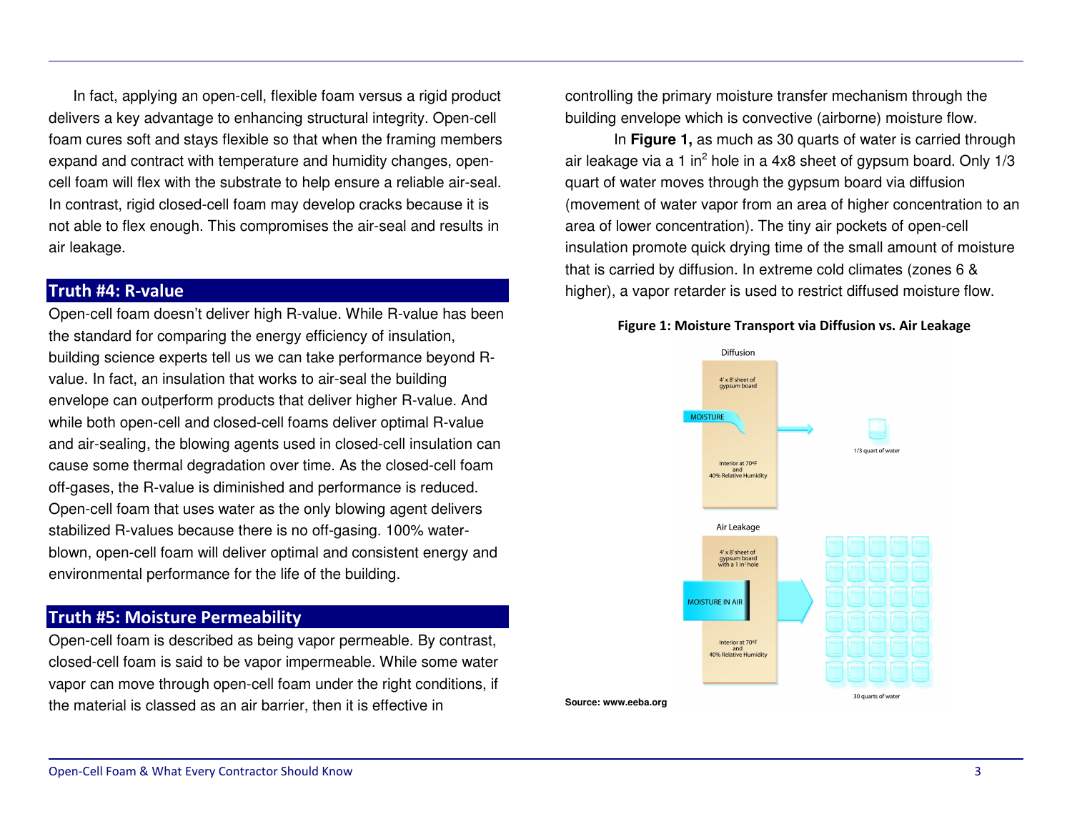In fact, applying an open-cell, flexible foam versus a rigid product delivers a key advantage to enhancing structural integrity. Open-cell foam cures soft and stays flexible so that when the framing members expand and contract with temperature and humidity changes, open-cell foam will flex with the substrate to help ensure a reliable air-seal. In contrast, rigid closed-cell foam may develop cracks because it is not able to flex enough. This compromises the air-seal and results in air leakage.

## Truth #4: R-value

Open-cell foam doesn't deliver high R-value. While R-value has been the standard for comparing the energy efficiency of insulation, building science experts tell us we can take performance beyond R-value. In fact, an insulation that works to air-seal the building envelope can outperform products that deliver higher R-value. And while both open-cell and closed-cell foams deliver optimal R-value and air-sealing, the blowing agents used in closed-cell insulation can cause some thermal degradation over time. As the closed-cell foam off-gases, the R-value is diminished and performance is reduced. Open-cell foam that uses water as the only blowing agent delivers stabilized R-values because there is no off-gasing. 100% water-blown, open-cell foam will deliver optimal and consistent energy and environmental performance for the life of the building.

## Truth #5: Moisture Permeability

Open-cell foam is described as being vapor permeable. By contrast, closed-cell foam is said to be vapor impermeable. While some water vapor can move through open-cell foam under the right conditions, if the material is classed as an air barrier, then it is effective in controlling the primary moisture transfer mechanism through the building envelope which is convective (airborne) moisture flow.

In **Figure 1,** as much as 30 quarts of water is carried through air leakage via a 1 in$^2$ hole in a 4x8 sheet of gypsum board. Only 1/3 quart of water moves through the gypsum board via diffusion (movement of water vapor from an area of higher concentration to an area of lower concentration). The tiny air pockets of open-cell insulation promote quick drying time of the small amount of moisture that is carried by diffusion. In extreme cold climates (zones 6 & higher), a vapor retarder is used to restrict diffused moisture flow.

**Figure 1: Moisture Transport via Diffusion vs. Air Leakage**

Diffusion

4' x 8' sheet of gypsum board

MOISTURE

Interior at 70ºF and 40% Relative Humidity

1/3 quart of water

Air Leakage

4' x 8' sheet of gypsum board with a 1 in² hole

MOISTURE IN AIR

Interior at 70ºF and 40% Relative Humidity

30 quarts of water

Source: www.eeba.org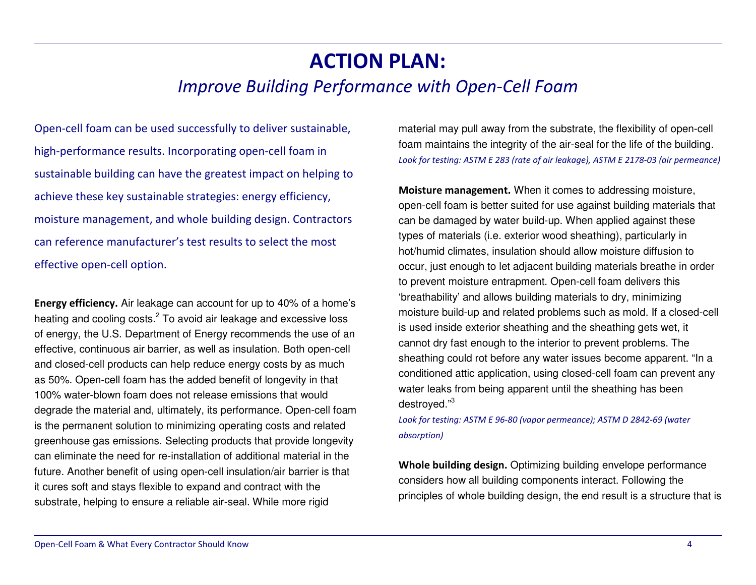# ACTION PLAN:

## *Improve Building Performance with Open-Cell Foam*

Open-cell foam can be used successfully to deliver sustainable, high-performance results. Incorporating open-cell foam in sustainable building can have the greatest impact on helping to achieve these key sustainable strategies: energy efficiency, moisture management, and whole building design. Contractors can reference manufacturer's test results to select the most effective open-cell option.

**Energy efficiency.** Air leakage can account for up to 40% of a home's heating and cooling costs.[2] To avoid air leakage and excessive loss of energy, the U.S. Department of Energy recommends the use of an effective, continuous air barrier, as well as insulation. Both open-cell and closed-cell products can help reduce energy costs by as much as 50%. Open-cell foam has the added benefit of longevity in that 100% water-blown foam does not release emissions that would degrade the material and, ultimately, its performance. Open-cell foam is the permanent solution to minimizing operating costs and related greenhouse gas emissions. Selecting products that provide longevity can eliminate the need for re-installation of additional material in the future. Another benefit of using open-cell insulation/air barrier is that it cures soft and stays flexible to expand and contract with the substrate, helping to ensure a reliable air-seal. While more rigid material may pull away from the substrate, the flexibility of open-cell foam maintains the integrity of the air-seal for the life of the building.

*Look for testing: ASTM E 283 (rate of air leakage), ASTM E 2178-03 (air permeance)*

**Moisture management.** When it comes to addressing moisture, open-cell foam is better suited for use against building materials that can be damaged by water build-up. When applied against these types of materials (i.e. exterior wood sheathing), particularly in hot/humid climates, insulation should allow moisture diffusion to occur, just enough to let adjacent building materials breathe in order to prevent moisture entrapment. Open-cell foam delivers this 'breathability' and allows building materials to dry, minimizing moisture build-up and related problems such as mold. If a closed-cell is used inside exterior sheathing and the sheathing gets wet, it cannot dry fast enough to the interior to prevent problems. The sheathing could rot before any water issues become apparent. "In a conditioned attic application, using closed-cell foam can prevent any water leaks from being apparent until the sheathing has been destroyed."[3]

*Look for testing: ASTM E 96-80 (vapor permeance); ASTM D 2842-69 (water absorption)*

**Whole building design.** Optimizing building envelope performance considers how all building components interact. Following the principles of whole building design, the end result is a structure that is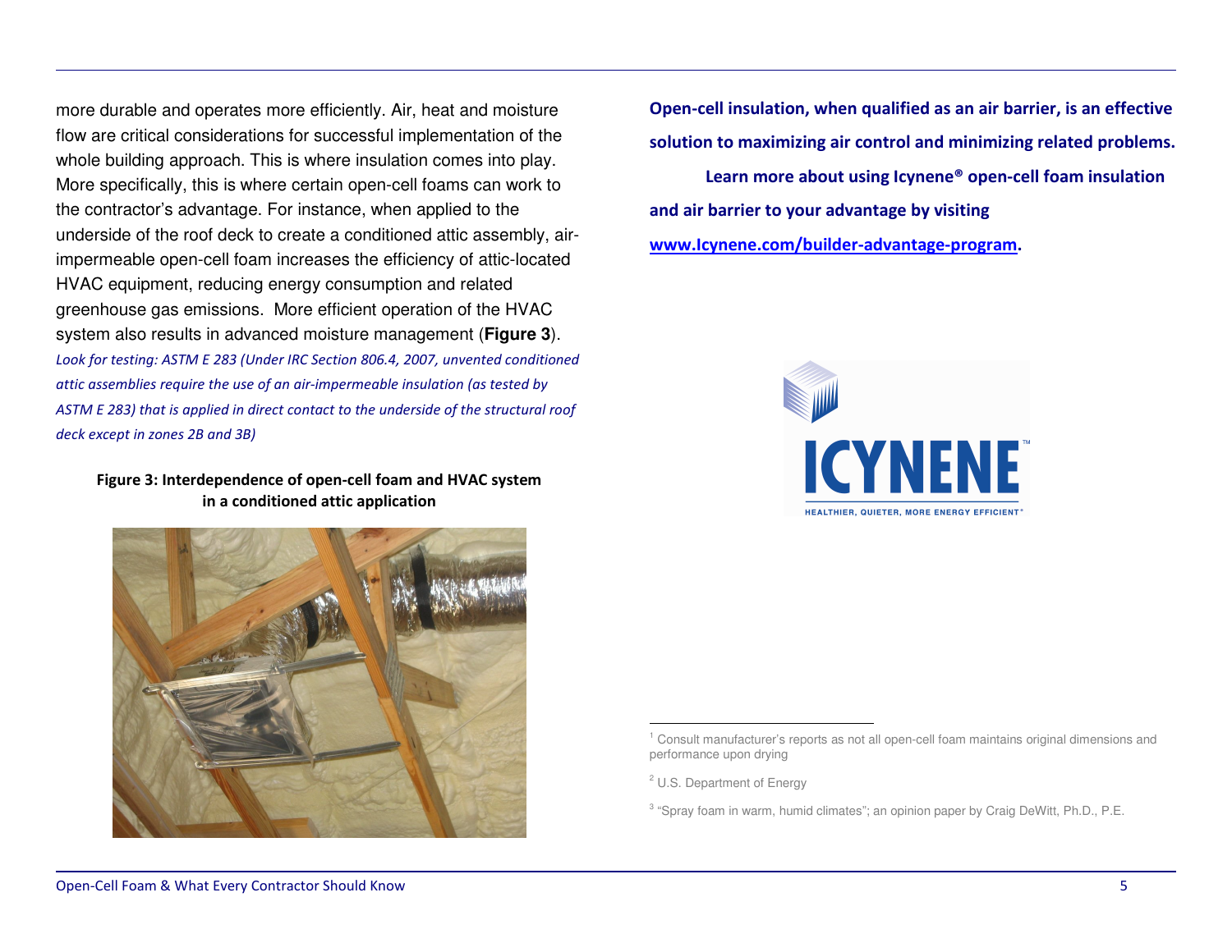more durable and operates more efficiently. Air, heat and moisture flow are critical considerations for successful implementation of the whole building approach. This is where insulation comes into play. More specifically, this is where certain open-cell foams can work to the contractor's advantage. For instance, when applied to the underside of the roof deck to create a conditioned attic assembly, air-impermeable open-cell foam increases the efficiency of attic-located HVAC equipment, reducing energy consumption and related greenhouse gas emissions. More efficient operation of the HVAC system also results in advanced moisture management (**Figure 3**).

*Look for testing: ASTM E 283 (Under IRC Section 806.4, 2007, unvented conditioned attic assemblies require the use of an air-impermeable insulation (as tested by ASTM E 283) that is applied in direct contact to the underside of the structural roof deck except in zones 2B and 3B)*

**Figure 3: Interdependence of open-cell foam and HVAC system in a conditioned attic application**

**Open-cell insulation, when qualified as an air barrier, is an effective solution to maximizing air control and minimizing related problems.**

**Learn more about using Icynene® open-cell foam insulation and air barrier to your advantage by visiting [www.Icynene.com/builder-advantage-program](www.Icynene.com/builder-advantage-program).**

ICYNENE™

HEALTHIER, QUIETER, MORE ENERGY EFFICIENT®

---

[1] Consult manufacturer's reports as not all open-cell foam maintains original dimensions and performance upon drying

[2] U.S. Department of Energy

[3] "Spray foam in warm, humid climates"; an opinion paper by Craig DeWitt, Ph.D., P.E.